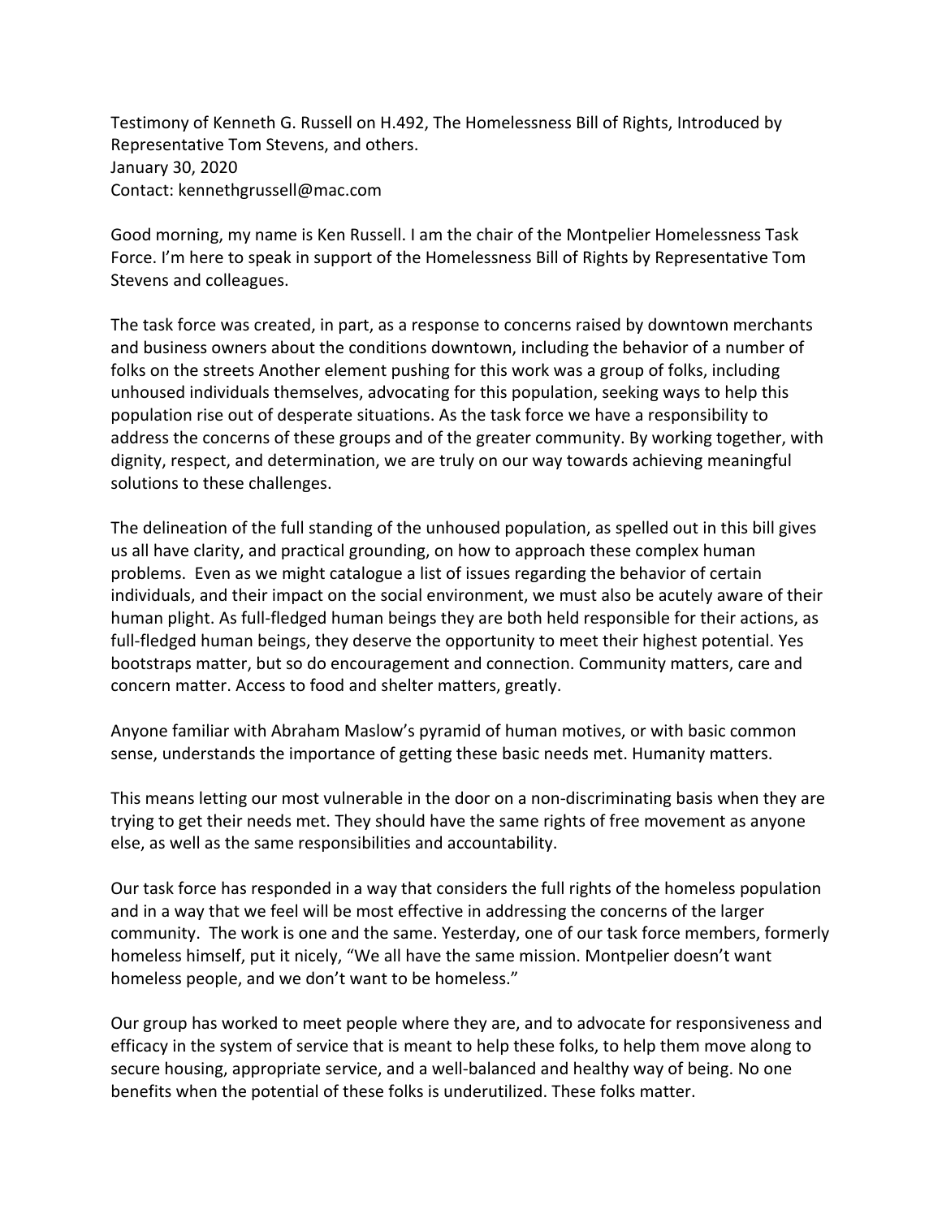Testimony of Kenneth G. Russell on H.492, The Homelessness Bill of Rights, Introduced by Representative Tom Stevens, and others.
January 30, 2020
Contact: kennethgrussell@mac.com

Good morning, my name is Ken Russell. I am the chair of the Montpelier Homelessness Task Force. I'm here to speak in support of the Homelessness Bill of Rights by Representative Tom Stevens and colleagues.

The task force was created, in part, as a response to concerns raised by downtown merchants and business owners about the conditions downtown, including the behavior of a number of folks on the streets Another element pushing for this work was a group of folks, including unhoused individuals themselves, advocating for this population, seeking ways to help this population rise out of desperate situations. As the task force we have a responsibility to address the concerns of these groups and of the greater community. By working together, with dignity, respect, and determination, we are truly on our way towards achieving meaningful solutions to these challenges.

The delineation of the full standing of the unhoused population, as spelled out in this bill gives us all have clarity, and practical grounding, on how to approach these complex human problems. Even as we might catalogue a list of issues regarding the behavior of certain individuals, and their impact on the social environment, we must also be acutely aware of their human plight. As full-fledged human beings they are both held responsible for their actions, as full-fledged human beings, they deserve the opportunity to meet their highest potential. Yes bootstraps matter, but so do encouragement and connection. Community matters, care and concern matter. Access to food and shelter matters, greatly.

Anyone familiar with Abraham Maslow's pyramid of human motives, or with basic common sense, understands the importance of getting these basic needs met. Humanity matters.

This means letting our most vulnerable in the door on a non-discriminating basis when they are trying to get their needs met. They should have the same rights of free movement as anyone else, as well as the same responsibilities and accountability.

Our task force has responded in a way that considers the full rights of the homeless population and in a way that we feel will be most effective in addressing the concerns of the larger community. The work is one and the same. Yesterday, one of our task force members, formerly homeless himself, put it nicely, "We all have the same mission. Montpelier doesn't want homeless people, and we don't want to be homeless."

Our group has worked to meet people where they are, and to advocate for responsiveness and efficacy in the system of service that is meant to help these folks, to help them move along to secure housing, appropriate service, and a well-balanced and healthy way of being. No one benefits when the potential of these folks is underutilized. These folks matter.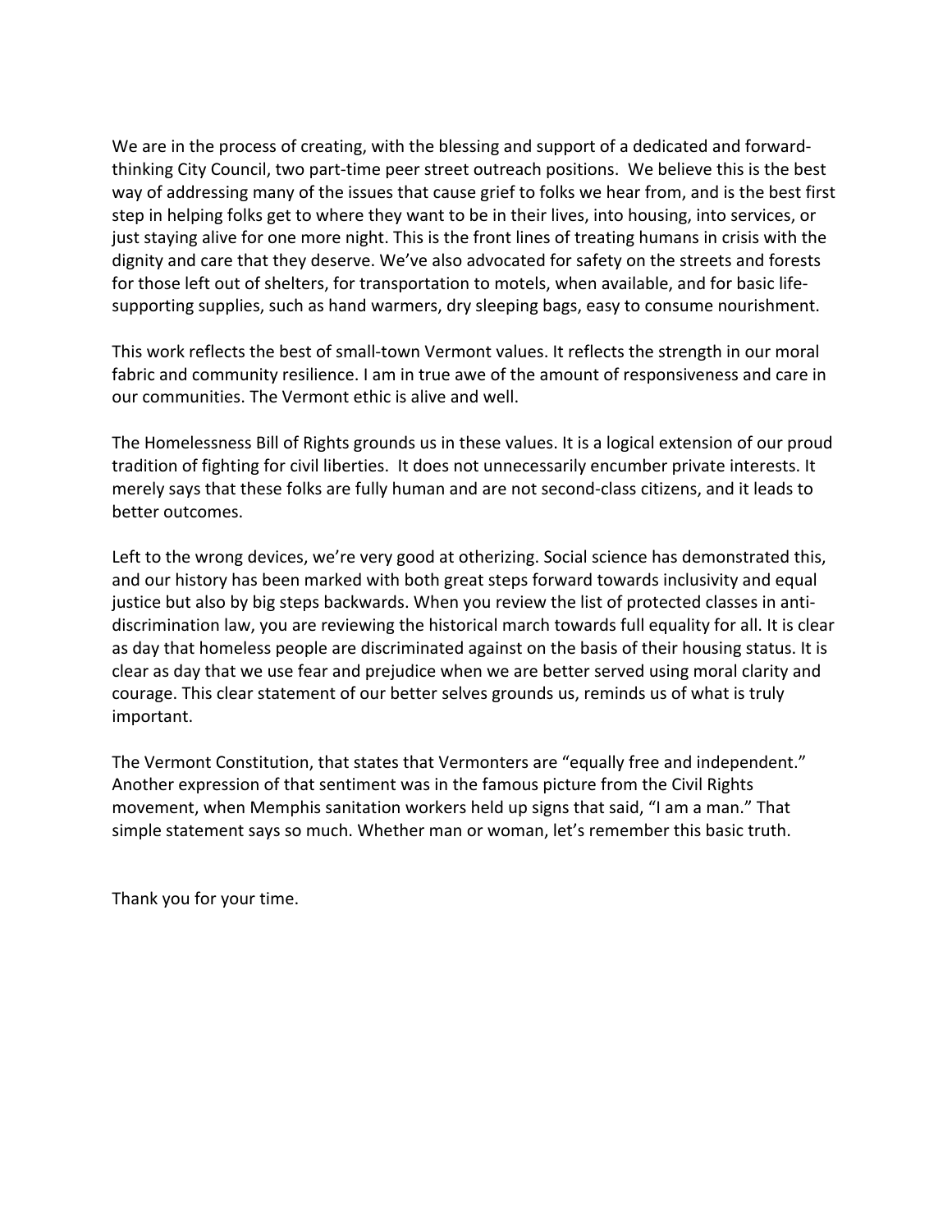We are in the process of creating, with the blessing and support of a dedicated and forward-thinking City Council, two part-time peer street outreach positions. We believe this is the best way of addressing many of the issues that cause grief to folks we hear from, and is the best first step in helping folks get to where they want to be in their lives, into housing, into services, or just staying alive for one more night. This is the front lines of treating humans in crisis with the dignity and care that they deserve. We've also advocated for safety on the streets and forests for those left out of shelters, for transportation to motels, when available, and for basic life-supporting supplies, such as hand warmers, dry sleeping bags, easy to consume nourishment.

This work reflects the best of small-town Vermont values. It reflects the strength in our moral fabric and community resilience. I am in true awe of the amount of responsiveness and care in our communities. The Vermont ethic is alive and well.

The Homelessness Bill of Rights grounds us in these values. It is a logical extension of our proud tradition of fighting for civil liberties. It does not unnecessarily encumber private interests. It merely says that these folks are fully human and are not second-class citizens, and it leads to better outcomes.

Left to the wrong devices, we're very good at otherizing. Social science has demonstrated this, and our history has been marked with both great steps forward towards inclusivity and equal justice but also by big steps backwards. When you review the list of protected classes in anti-discrimination law, you are reviewing the historical march towards full equality for all. It is clear as day that homeless people are discriminated against on the basis of their housing status. It is clear as day that we use fear and prejudice when we are better served using moral clarity and courage. This clear statement of our better selves grounds us, reminds us of what is truly important.

The Vermont Constitution, that states that Vermonters are "equally free and independent." Another expression of that sentiment was in the famous picture from the Civil Rights movement, when Memphis sanitation workers held up signs that said, "I am a man." That simple statement says so much. Whether man or woman, let's remember this basic truth.

Thank you for your time.